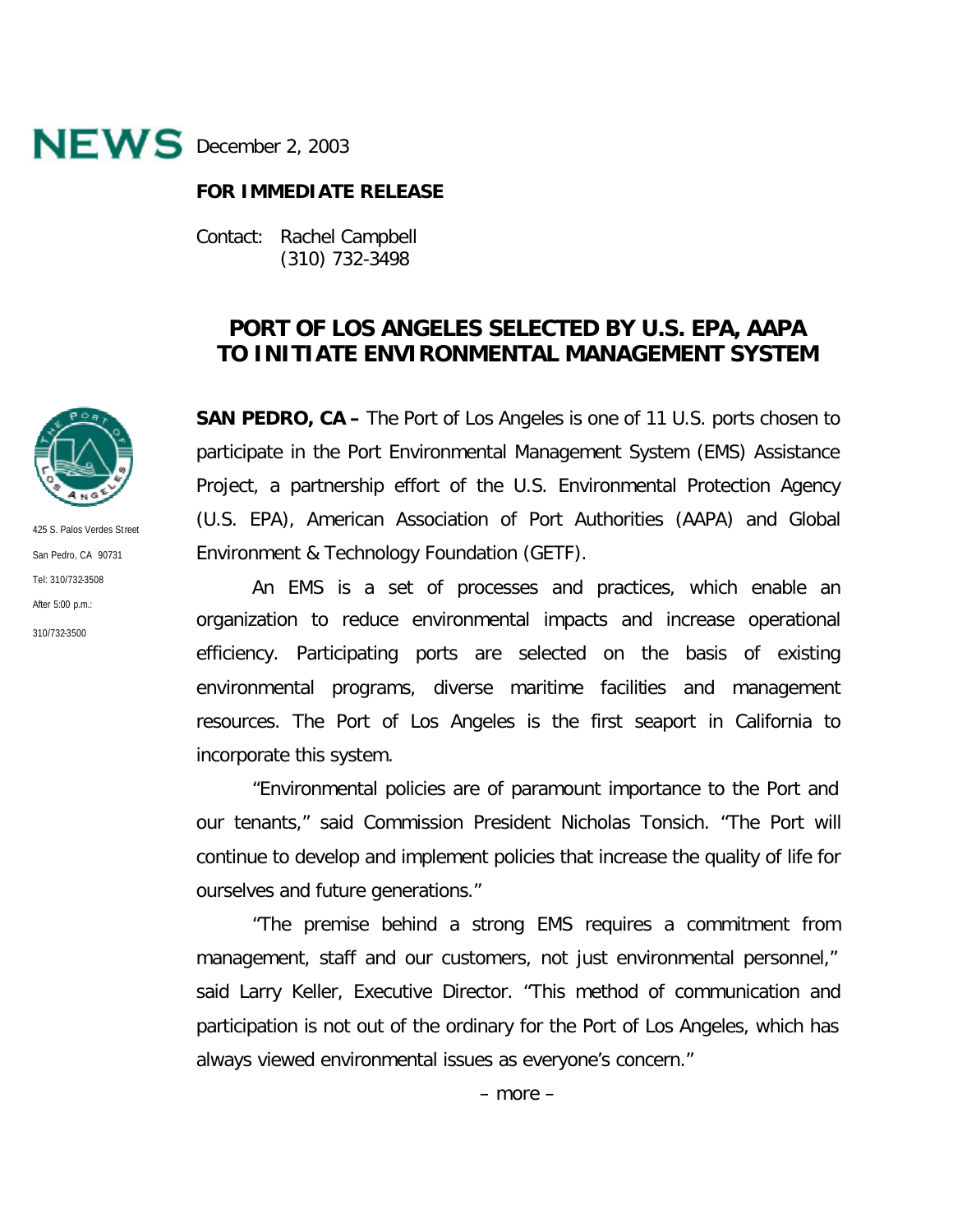**NEWS** December 2, 2003

**FOR IMMEDIATE RELEASE**

Contact: Rachel Campbell
(310) 732-3498

425 S. Palos Verdes Street
San Pedro, CA 90731
Tel: 310/732-3508
After 5:00 p.m.:
310/732-3500

## PORT OF LOS ANGELES SELECTED BY U.S. EPA, AAPA TO INITIATE ENVIRONMENTAL MANAGEMENT SYSTEM

**SAN PEDRO, CA –** The Port of Los Angeles is one of 11 U.S. ports chosen to participate in the Port Environmental Management System (EMS) Assistance Project, a partnership effort of the U.S. Environmental Protection Agency (U.S. EPA), American Association of Port Authorities (AAPA) and Global Environment & Technology Foundation (GETF).

An EMS is a set of processes and practices, which enable an organization to reduce environmental impacts and increase operational efficiency. Participating ports are selected on the basis of existing environmental programs, diverse maritime facilities and management resources. The Port of Los Angeles is the first seaport in California to incorporate this system.

"Environmental policies are of paramount importance to the Port and our tenants," said Commission President Nicholas Tonsich. "The Port will continue to develop and implement policies that increase the quality of life for ourselves and future generations."

"The premise behind a strong EMS requires a commitment from management, staff and our customers, not just environmental personnel," said Larry Keller, Executive Director. "This method of communication and participation is not out of the ordinary for the Port of Los Angeles, which has always viewed environmental issues as everyone's concern."

– more –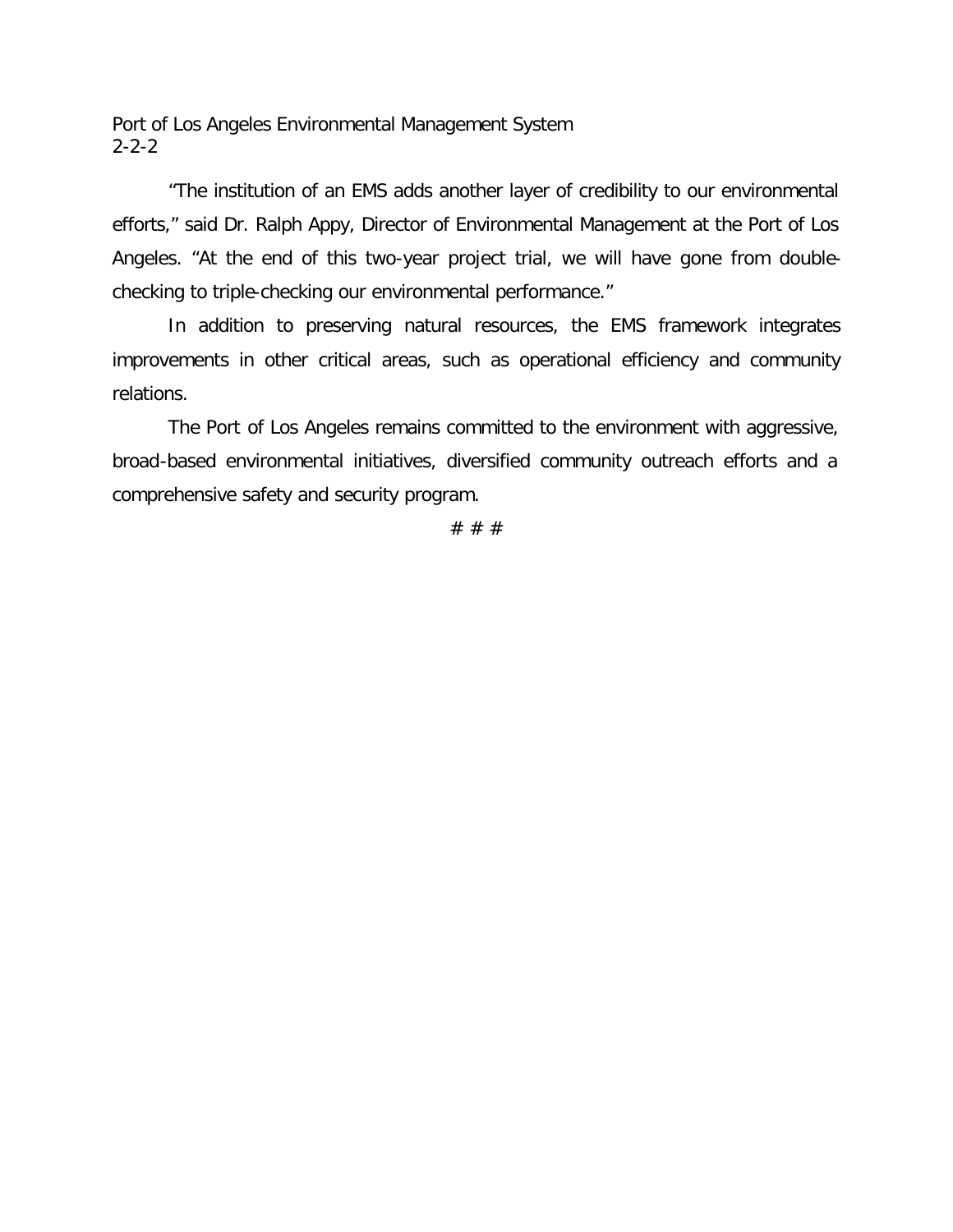"The institution of an EMS adds another layer of credibility to our environmental efforts," said Dr. Ralph Appy, Director of Environmental Management at the Port of Los Angeles. "At the end of this two-year project trial, we will have gone from double-checking to triple-checking our environmental performance."

In addition to preserving natural resources, the EMS framework integrates improvements in other critical areas, such as operational efficiency and community relations.

The Port of Los Angeles remains committed to the environment with aggressive, broad-based environmental initiatives, diversified community outreach efforts and a comprehensive safety and security program.

# # #